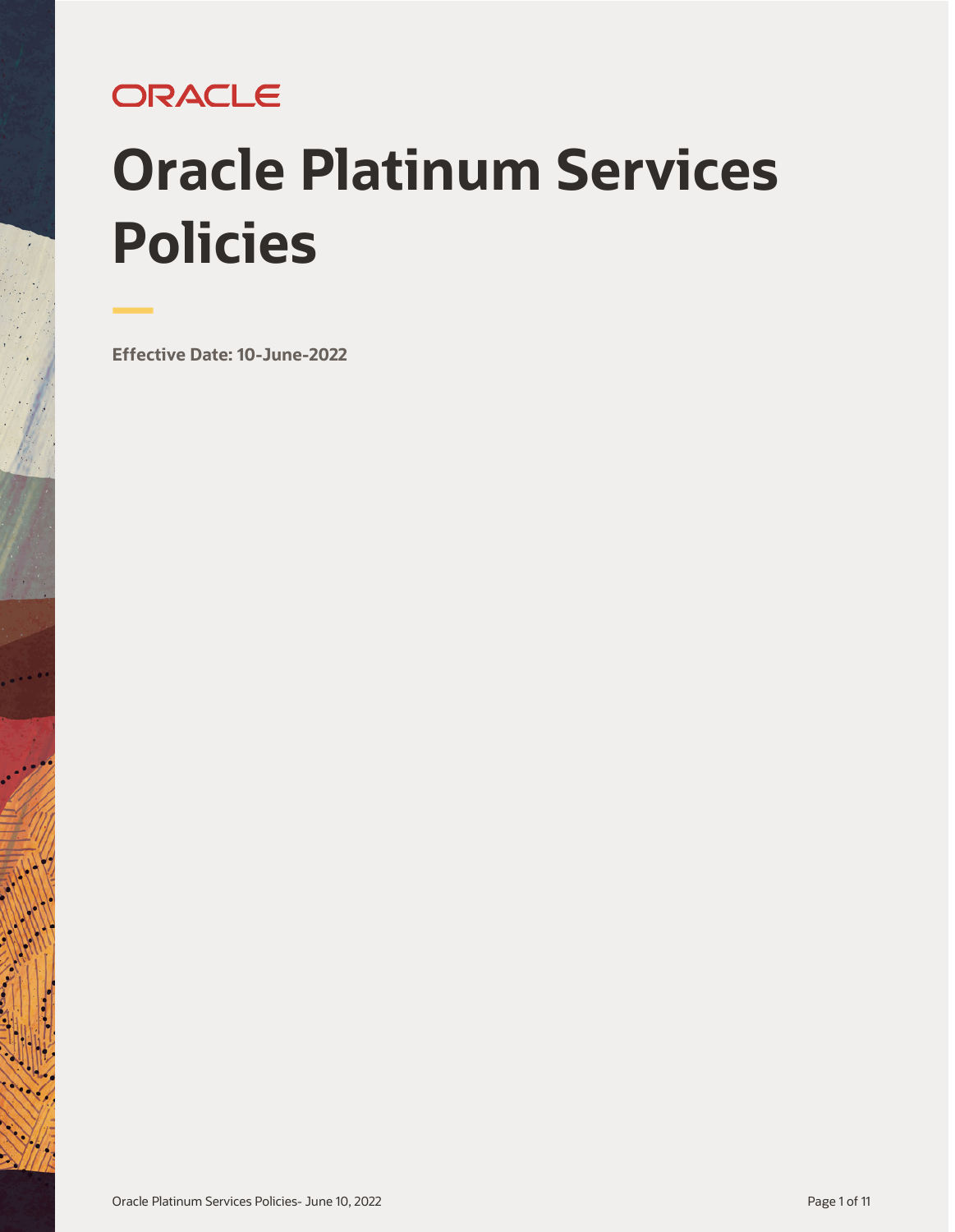ORACLE

# Oracle Platinum Services Policies

**Effective Date: 10-June-2022**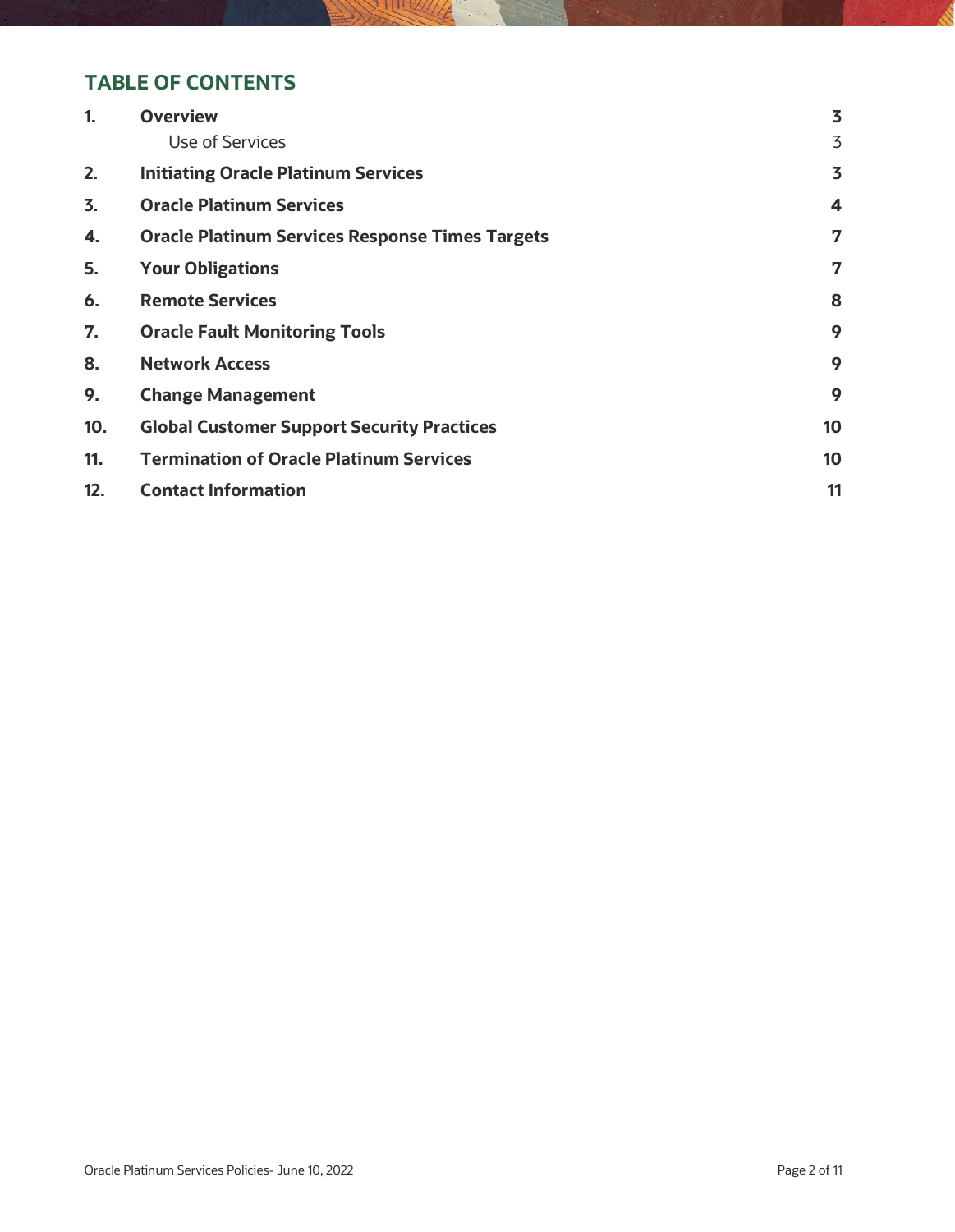## TABLE OF CONTENTS

| | | |
|---|---|---|
| **1.** | **Overview** | **3** |
| | Use of Services | 3 |
| **2.** | **Initiating Oracle Platinum Services** | **3** |
| **3.** | **Oracle Platinum Services** | **4** |
| **4.** | **Oracle Platinum Services Response Times Targets** | **7** |
| **5.** | **Your Obligations** | **7** |
| **6.** | **Remote Services** | **8** |
| **7.** | **Oracle Fault Monitoring Tools** | **9** |
| **8.** | **Network Access** | **9** |
| **9.** | **Change Management** | **9** |
| **10.** | **Global Customer Support Security Practices** | **10** |
| **11.** | **Termination of Oracle Platinum Services** | **10** |
| **12.** | **Contact Information** | **11** |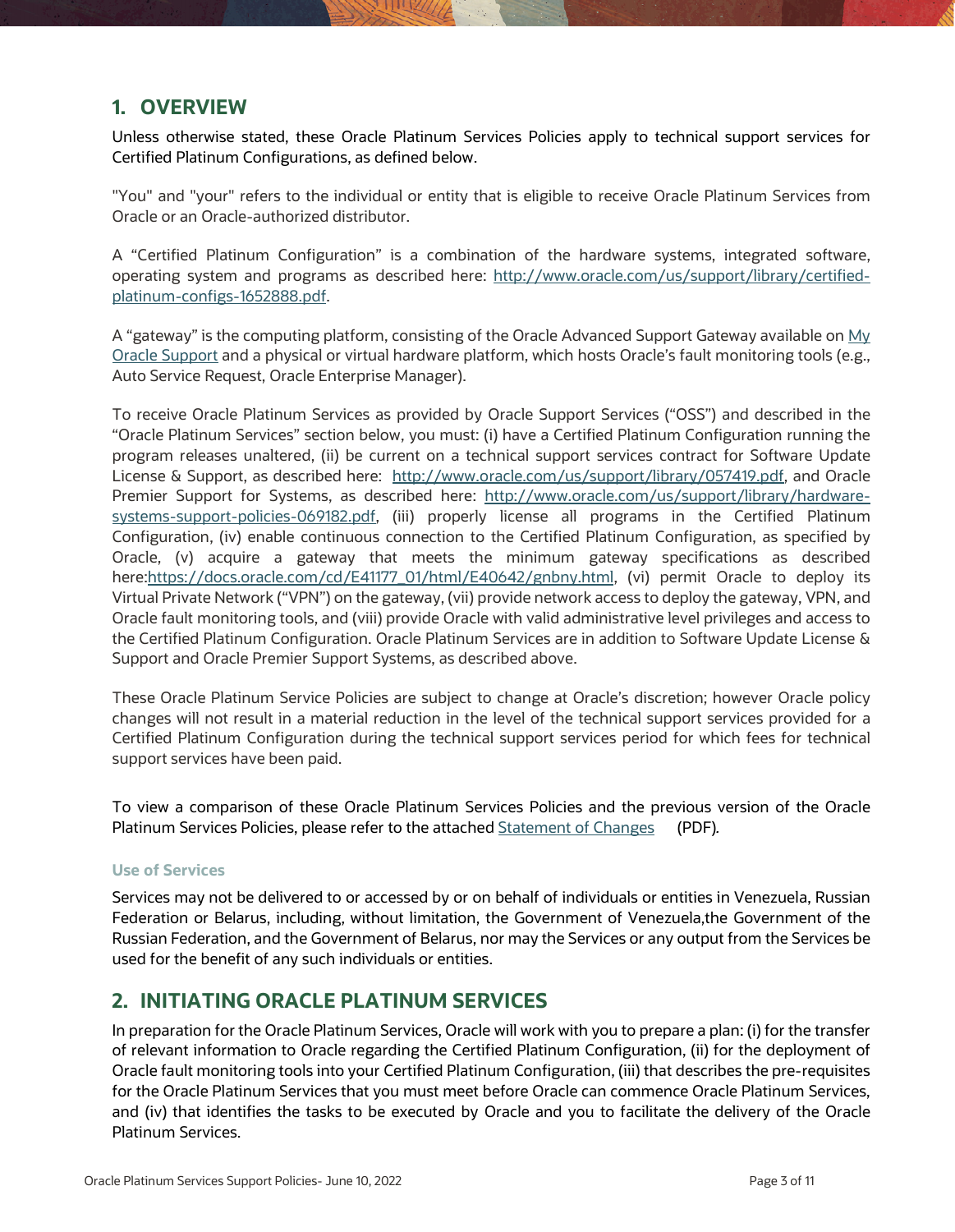## 1. OVERVIEW

Unless otherwise stated, these Oracle Platinum Services Policies apply to technical support services for Certified Platinum Configurations, as defined below.

"You" and "your" refers to the individual or entity that is eligible to receive Oracle Platinum Services from Oracle or an Oracle-authorized distributor.

A "Certified Platinum Configuration" is a combination of the hardware systems, integrated software, operating system and programs as described here: [http://www.oracle.com/us/support/library/certified-platinum-configs-1652888.pdf](http://www.oracle.com/us/support/library/certified-platinum-configs-1652888.pdf).

A "gateway" is the computing platform, consisting of the Oracle Advanced Support Gateway available on [My Oracle Support]() and a physical or virtual hardware platform, which hosts Oracle's fault monitoring tools (e.g., Auto Service Request, Oracle Enterprise Manager).

To receive Oracle Platinum Services as provided by Oracle Support Services ("OSS") and described in the "Oracle Platinum Services" section below, you must: (i) have a Certified Platinum Configuration running the program releases unaltered, (ii) be current on a technical support services contract for Software Update License & Support, as described here: [http://www.oracle.com/us/support/library/057419.pdf](http://www.oracle.com/us/support/library/057419.pdf), and Oracle Premier Support for Systems, as described here: [http://www.oracle.com/us/support/library/hardware-systems-support-policies-069182.pdf](http://www.oracle.com/us/support/library/hardware-systems-support-policies-069182.pdf), (iii) properly license all programs in the Certified Platinum Configuration, (iv) enable continuous connection to the Certified Platinum Configuration, as specified by Oracle, (v) acquire a gateway that meets the minimum gateway specifications as described here:[https://docs.oracle.com/cd/E41177_01/html/E40642/gnbny.html](https://docs.oracle.com/cd/E41177_01/html/E40642/gnbny.html), (vi) permit Oracle to deploy its Virtual Private Network ("VPN") on the gateway, (vii) provide network access to deploy the gateway, VPN, and Oracle fault monitoring tools, and (viii) provide Oracle with valid administrative level privileges and access to the Certified Platinum Configuration. Oracle Platinum Services are in addition to Software Update License & Support and Oracle Premier Support Systems, as described above.

These Oracle Platinum Service Policies are subject to change at Oracle's discretion; however Oracle policy changes will not result in a material reduction in the level of the technical support services provided for a Certified Platinum Configuration during the technical support services period for which fees for technical support services have been paid.

To view a comparison of these Oracle Platinum Services Policies and the previous version of the Oracle Platinum Services Policies, please refer to the attached [Statement of Changes]() (PDF).

### Use of Services

Services may not be delivered to or accessed by or on behalf of individuals or entities in Venezuela, Russian Federation or Belarus, including, without limitation, the Government of Venezuela,the Government of the Russian Federation, and the Government of Belarus, nor may the Services or any output from the Services be used for the benefit of any such individuals or entities.

## 2. INITIATING ORACLE PLATINUM SERVICES

In preparation for the Oracle Platinum Services, Oracle will work with you to prepare a plan: (i) for the transfer of relevant information to Oracle regarding the Certified Platinum Configuration, (ii) for the deployment of Oracle fault monitoring tools into your Certified Platinum Configuration, (iii) that describes the pre-requisites for the Oracle Platinum Services that you must meet before Oracle can commence Oracle Platinum Services, and (iv) that identifies the tasks to be executed by Oracle and you to facilitate the delivery of the Oracle Platinum Services.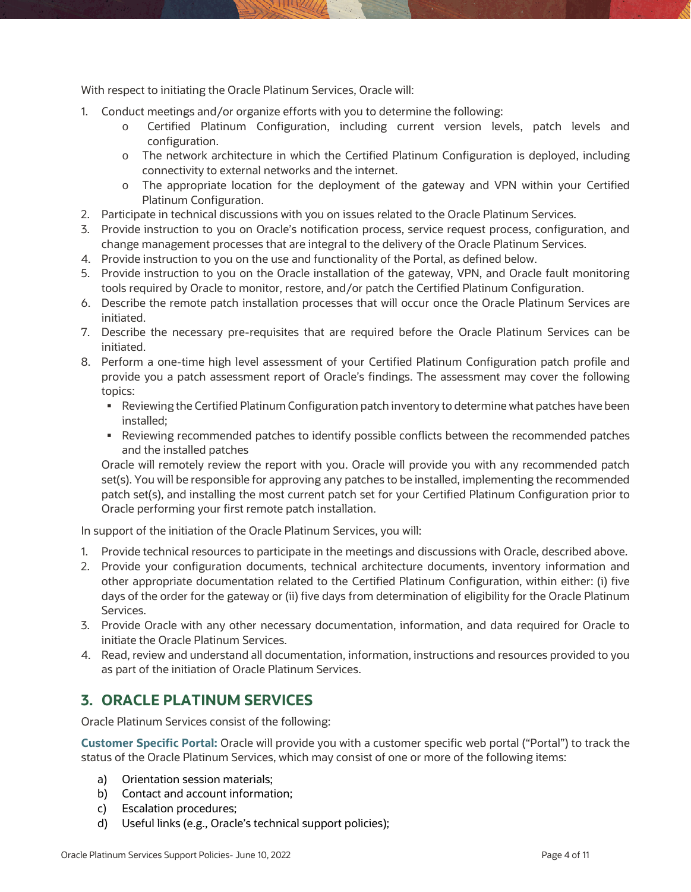With respect to initiating the Oracle Platinum Services, Oracle will:

1. Conduct meetings and/or organize efforts with you to determine the following:
   - Certified Platinum Configuration, including current version levels, patch levels and configuration.
   - The network architecture in which the Certified Platinum Configuration is deployed, including connectivity to external networks and the internet.
   - The appropriate location for the deployment of the gateway and VPN within your Certified Platinum Configuration.
2. Participate in technical discussions with you on issues related to the Oracle Platinum Services.
3. Provide instruction to you on Oracle's notification process, service request process, configuration, and change management processes that are integral to the delivery of the Oracle Platinum Services.
4. Provide instruction to you on the use and functionality of the Portal, as defined below.
5. Provide instruction to you on the Oracle installation of the gateway, VPN, and Oracle fault monitoring tools required by Oracle to monitor, restore, and/or patch the Certified Platinum Configuration.
6. Describe the remote patch installation processes that will occur once the Oracle Platinum Services are initiated.
7. Describe the necessary pre-requisites that are required before the Oracle Platinum Services can be initiated.
8. Perform a one-time high level assessment of your Certified Platinum Configuration patch profile and provide you a patch assessment report of Oracle's findings. The assessment may cover the following topics:
   - Reviewing the Certified Platinum Configuration patch inventory to determine what patches have been installed;
   - Reviewing recommended patches to identify possible conflicts between the recommended patches and the installed patches

   Oracle will remotely review the report with you. Oracle will provide you with any recommended patch set(s). You will be responsible for approving any patches to be installed, implementing the recommended patch set(s), and installing the most current patch set for your Certified Platinum Configuration prior to Oracle performing your first remote patch installation.

In support of the initiation of the Oracle Platinum Services, you will:

1. Provide technical resources to participate in the meetings and discussions with Oracle, described above.
2. Provide your configuration documents, technical architecture documents, inventory information and other appropriate documentation related to the Certified Platinum Configuration, within either: (i) five days of the order for the gateway or (ii) five days from determination of eligibility for the Oracle Platinum Services.
3. Provide Oracle with any other necessary documentation, information, and data required for Oracle to initiate the Oracle Platinum Services.
4. Read, review and understand all documentation, information, instructions and resources provided to you as part of the initiation of Oracle Platinum Services.

## 3. ORACLE PLATINUM SERVICES

Oracle Platinum Services consist of the following:

**Customer Specific Portal:** Oracle will provide you with a customer specific web portal ("Portal") to track the status of the Oracle Platinum Services, which may consist of one or more of the following items:

a) Orientation session materials;
b) Contact and account information;
c) Escalation procedures;
d) Useful links (e.g., Oracle's technical support policies);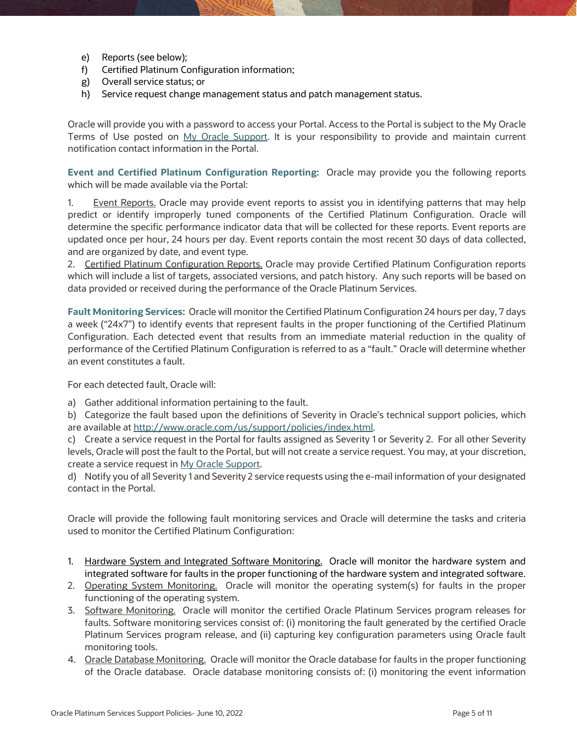e) Reports (see below);
f) Certified Platinum Configuration information;
g) Overall service status; or
h) Service request change management status and patch management status.

Oracle will provide you with a password to access your Portal. Access to the Portal is subject to the My Oracle Terms of Use posted on [My Oracle Support](). It is your responsibility to provide and maintain current notification contact information in the Portal.

**Event and Certified Platinum Configuration Reporting:** Oracle may provide you the following reports which will be made available via the Portal:

1. Event Reports. Oracle may provide event reports to assist you in identifying patterns that may help predict or identify improperly tuned components of the Certified Platinum Configuration. Oracle will determine the specific performance indicator data that will be collected for these reports. Event reports are updated once per hour, 24 hours per day. Event reports contain the most recent 30 days of data collected, and are organized by date, and event type.
2. Certified Platinum Configuration Reports. Oracle may provide Certified Platinum Configuration reports which will include a list of targets, associated versions, and patch history. Any such reports will be based on data provided or received during the performance of the Oracle Platinum Services.

**Fault Monitoring Services:** Oracle will monitor the Certified Platinum Configuration 24 hours per day, 7 days a week ("24x7") to identify events that represent faults in the proper functioning of the Certified Platinum Configuration. Each detected event that results from an immediate material reduction in the quality of performance of the Certified Platinum Configuration is referred to as a "fault." Oracle will determine whether an event constitutes a fault.

For each detected fault, Oracle will:

a) Gather additional information pertaining to the fault.
b) Categorize the fault based upon the definitions of Severity in Oracle's technical support policies, which are available at http://www.oracle.com/us/support/policies/index.html.
c) Create a service request in the Portal for faults assigned as Severity 1 or Severity 2. For all other Severity levels, Oracle will post the fault to the Portal, but will not create a service request. You may, at your discretion, create a service request in My Oracle Support.
d) Notify you of all Severity 1 and Severity 2 service requests using the e-mail information of your designated contact in the Portal.

Oracle will provide the following fault monitoring services and Oracle will determine the tasks and criteria used to monitor the Certified Platinum Configuration:

1. Hardware System and Integrated Software Monitoring. Oracle will monitor the hardware system and integrated software for faults in the proper functioning of the hardware system and integrated software.
2. Operating System Monitoring. Oracle will monitor the operating system(s) for faults in the proper functioning of the operating system.
3. Software Monitoring. Oracle will monitor the certified Oracle Platinum Services program releases for faults. Software monitoring services consist of: (i) monitoring the fault generated by the certified Oracle Platinum Services program release, and (ii) capturing key configuration parameters using Oracle fault monitoring tools.
4. Oracle Database Monitoring. Oracle will monitor the Oracle database for faults in the proper functioning of the Oracle database. Oracle database monitoring consists of: (i) monitoring the event information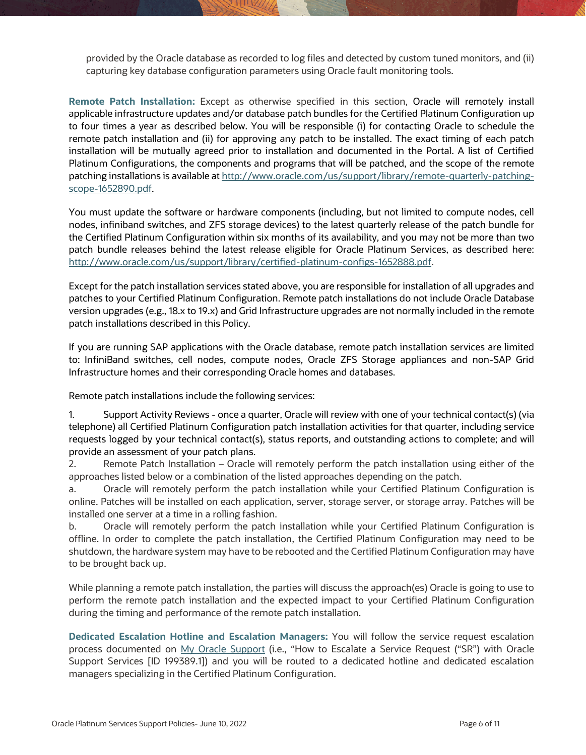provided by the Oracle database as recorded to log files and detected by custom tuned monitors, and (ii) capturing key database configuration parameters using Oracle fault monitoring tools.

**Remote Patch Installation:** Except as otherwise specified in this section, Oracle will remotely install applicable infrastructure updates and/or database patch bundles for the Certified Platinum Configuration up to four times a year as described below. You will be responsible (i) for contacting Oracle to schedule the remote patch installation and (ii) for approving any patch to be installed. The exact timing of each patch installation will be mutually agreed prior to installation and documented in the Portal. A list of Certified Platinum Configurations, the components and programs that will be patched, and the scope of the remote patching installations is available at [http://www.oracle.com/us/support/library/remote-quarterly-patching-scope-1652890.pdf](http://www.oracle.com/us/support/library/remote-quarterly-patching-scope-1652890.pdf).

You must update the software or hardware components (including, but not limited to compute nodes, cell nodes, infiniband switches, and ZFS storage devices) to the latest quarterly release of the patch bundle for the Certified Platinum Configuration within six months of its availability, and you may not be more than two patch bundle releases behind the latest release eligible for Oracle Platinum Services, as described here: [http://www.oracle.com/us/support/library/certified-platinum-configs-1652888.pdf](http://www.oracle.com/us/support/library/certified-platinum-configs-1652888.pdf).

Except for the patch installation services stated above, you are responsible for installation of all upgrades and patches to your Certified Platinum Configuration. Remote patch installations do not include Oracle Database version upgrades (e.g., 18.x to 19.x) and Grid Infrastructure upgrades are not normally included in the remote patch installations described in this Policy.

If you are running SAP applications with the Oracle database, remote patch installation services are limited to: InfiniBand switches, cell nodes, compute nodes, Oracle ZFS Storage appliances and non-SAP Grid Infrastructure homes and their corresponding Oracle homes and databases.

Remote patch installations include the following services:

1. Support Activity Reviews - once a quarter, Oracle will review with one of your technical contact(s) (via telephone) all Certified Platinum Configuration patch installation activities for that quarter, including service requests logged by your technical contact(s), status reports, and outstanding actions to complete; and will provide an assessment of your patch plans.
2. Remote Patch Installation – Oracle will remotely perform the patch installation using either of the approaches listed below or a combination of the listed approaches depending on the patch.
   a. Oracle will remotely perform the patch installation while your Certified Platinum Configuration is online. Patches will be installed on each application, server, storage server, or storage array. Patches will be installed one server at a time in a rolling fashion.
   b. Oracle will remotely perform the patch installation while your Certified Platinum Configuration is offline. In order to complete the patch installation, the Certified Platinum Configuration may need to be shutdown, the hardware system may have to be rebooted and the Certified Platinum Configuration may have to be brought back up.

While planning a remote patch installation, the parties will discuss the approach(es) Oracle is going to use to perform the remote patch installation and the expected impact to your Certified Platinum Configuration during the timing and performance of the remote patch installation.

**Dedicated Escalation Hotline and Escalation Managers:** You will follow the service request escalation process documented on My Oracle Support (i.e., "How to Escalate a Service Request ("SR") with Oracle Support Services [ID 199389.1]) and you will be routed to a dedicated hotline and dedicated escalation managers specializing in the Certified Platinum Configuration.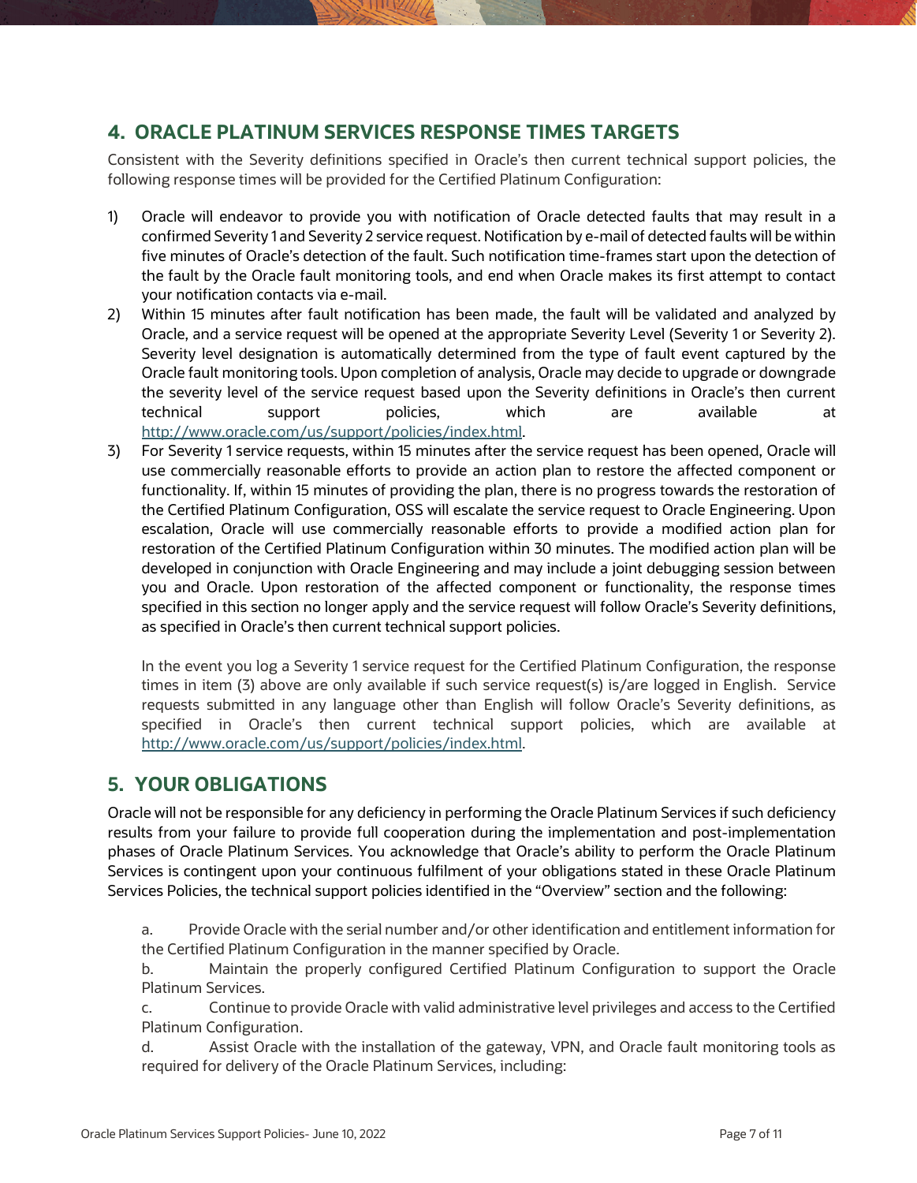## 4. ORACLE PLATINUM SERVICES RESPONSE TIMES TARGETS

Consistent with the Severity definitions specified in Oracle's then current technical support policies, the following response times will be provided for the Certified Platinum Configuration:

1) Oracle will endeavor to provide you with notification of Oracle detected faults that may result in a confirmed Severity 1 and Severity 2 service request. Notification by e-mail of detected faults will be within five minutes of Oracle's detection of the fault. Such notification time-frames start upon the detection of the fault by the Oracle fault monitoring tools, and end when Oracle makes its first attempt to contact your notification contacts via e-mail.
2) Within 15 minutes after fault notification has been made, the fault will be validated and analyzed by Oracle, and a service request will be opened at the appropriate Severity Level (Severity 1 or Severity 2). Severity level designation is automatically determined from the type of fault event captured by the Oracle fault monitoring tools. Upon completion of analysis, Oracle may decide to upgrade or downgrade the severity level of the service request based upon the Severity definitions in Oracle's then current technical support policies, which are available at http://www.oracle.com/us/support/policies/index.html.
3) For Severity 1 service requests, within 15 minutes after the service request has been opened, Oracle will use commercially reasonable efforts to provide an action plan to restore the affected component or functionality. If, within 15 minutes of providing the plan, there is no progress towards the restoration of the Certified Platinum Configuration, OSS will escalate the service request to Oracle Engineering. Upon escalation, Oracle will use commercially reasonable efforts to provide a modified action plan for restoration of the Certified Platinum Configuration within 30 minutes. The modified action plan will be developed in conjunction with Oracle Engineering and may include a joint debugging session between you and Oracle. Upon restoration of the affected component or functionality, the response times specified in this section no longer apply and the service request will follow Oracle's Severity definitions, as specified in Oracle's then current technical support policies.

   In the event you log a Severity 1 service request for the Certified Platinum Configuration, the response times in item (3) above are only available if such service request(s) is/are logged in English. Service requests submitted in any language other than English will follow Oracle's Severity definitions, as specified in Oracle's then current technical support policies, which are available at http://www.oracle.com/us/support/policies/index.html.

## 5. YOUR OBLIGATIONS

Oracle will not be responsible for any deficiency in performing the Oracle Platinum Services if such deficiency results from your failure to provide full cooperation during the implementation and post-implementation phases of Oracle Platinum Services. You acknowledge that Oracle's ability to perform the Oracle Platinum Services is contingent upon your continuous fulfilment of your obligations stated in these Oracle Platinum Services Policies, the technical support policies identified in the "Overview" section and the following:

a. Provide Oracle with the serial number and/or other identification and entitlement information for the Certified Platinum Configuration in the manner specified by Oracle.

b. Maintain the properly configured Certified Platinum Configuration to support the Oracle Platinum Services.

c. Continue to provide Oracle with valid administrative level privileges and access to the Certified Platinum Configuration.

d. Assist Oracle with the installation of the gateway, VPN, and Oracle fault monitoring tools as required for delivery of the Oracle Platinum Services, including: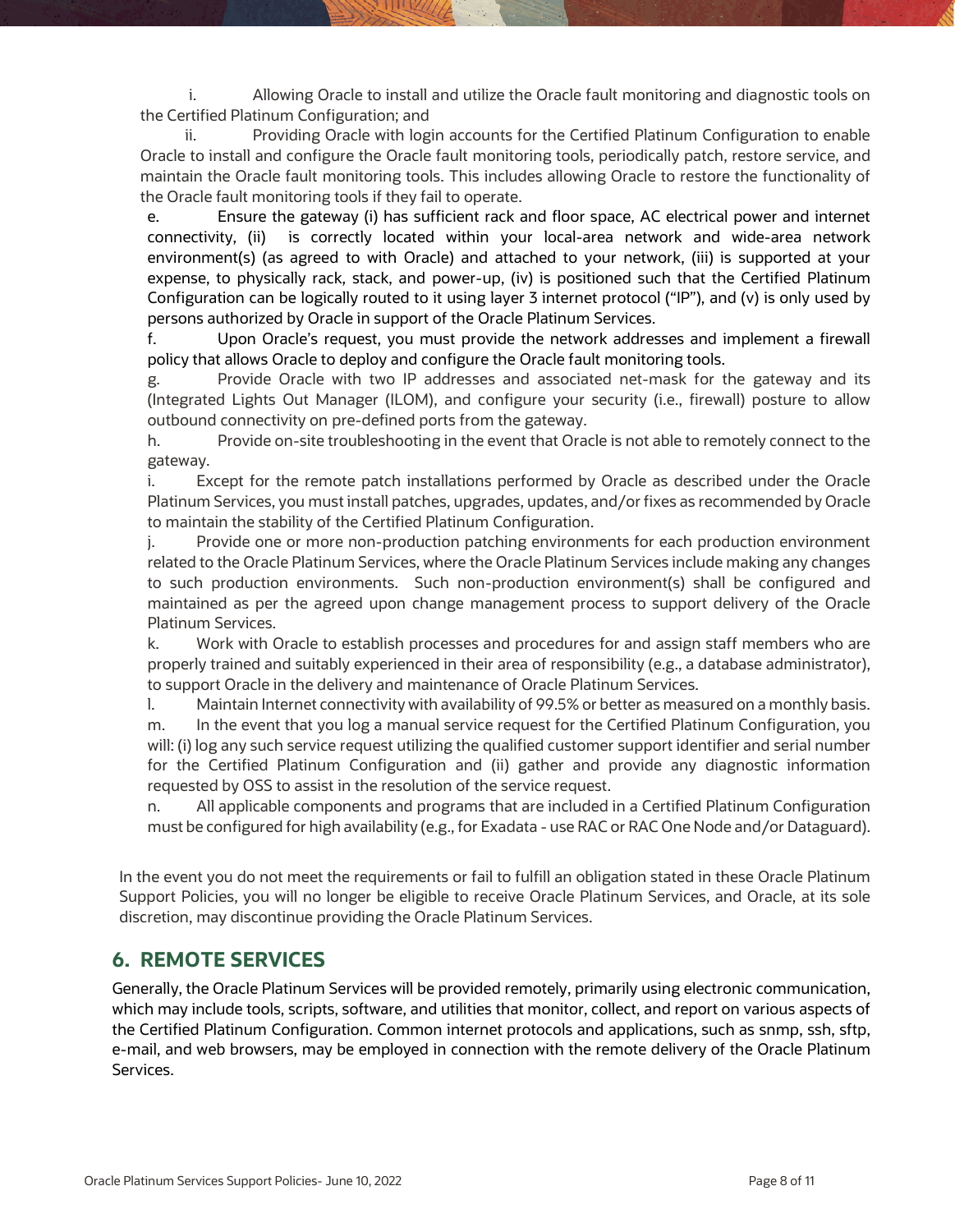i. Allowing Oracle to install and utilize the Oracle fault monitoring and diagnostic tools on the Certified Platinum Configuration; and

ii. Providing Oracle with login accounts for the Certified Platinum Configuration to enable Oracle to install and configure the Oracle fault monitoring tools, periodically patch, restore service, and maintain the Oracle fault monitoring tools. This includes allowing Oracle to restore the functionality of the Oracle fault monitoring tools if they fail to operate.

e. Ensure the gateway (i) has sufficient rack and floor space, AC electrical power and internet connectivity, (ii) is correctly located within your local-area network and wide-area network environment(s) (as agreed to with Oracle) and attached to your network, (iii) is supported at your expense, to physically rack, stack, and power-up, (iv) is positioned such that the Certified Platinum Configuration can be logically routed to it using layer 3 internet protocol ("IP"), and (v) is only used by persons authorized by Oracle in support of the Oracle Platinum Services.

f. Upon Oracle's request, you must provide the network addresses and implement a firewall policy that allows Oracle to deploy and configure the Oracle fault monitoring tools.

g. Provide Oracle with two IP addresses and associated net-mask for the gateway and its (Integrated Lights Out Manager (ILOM), and configure your security (i.e., firewall) posture to allow outbound connectivity on pre-defined ports from the gateway.

h. Provide on-site troubleshooting in the event that Oracle is not able to remotely connect to the gateway.

i. Except for the remote patch installations performed by Oracle as described under the Oracle Platinum Services, you must install patches, upgrades, updates, and/or fixes as recommended by Oracle to maintain the stability of the Certified Platinum Configuration.

j. Provide one or more non-production patching environments for each production environment related to the Oracle Platinum Services, where the Oracle Platinum Services include making any changes to such production environments. Such non-production environment(s) shall be configured and maintained as per the agreed upon change management process to support delivery of the Oracle Platinum Services.

k. Work with Oracle to establish processes and procedures for and assign staff members who are properly trained and suitably experienced in their area of responsibility (e.g., a database administrator), to support Oracle in the delivery and maintenance of Oracle Platinum Services.

l. Maintain Internet connectivity with availability of 99.5% or better as measured on a monthly basis.

m. In the event that you log a manual service request for the Certified Platinum Configuration, you will: (i) log any such service request utilizing the qualified customer support identifier and serial number for the Certified Platinum Configuration and (ii) gather and provide any diagnostic information requested by OSS to assist in the resolution of the service request.

n. All applicable components and programs that are included in a Certified Platinum Configuration must be configured for high availability (e.g., for Exadata - use RAC or RAC One Node and/or Dataguard).

In the event you do not meet the requirements or fail to fulfill an obligation stated in these Oracle Platinum Support Policies, you will no longer be eligible to receive Oracle Platinum Services, and Oracle, at its sole discretion, may discontinue providing the Oracle Platinum Services.

## 6. REMOTE SERVICES

Generally, the Oracle Platinum Services will be provided remotely, primarily using electronic communication, which may include tools, scripts, software, and utilities that monitor, collect, and report on various aspects of the Certified Platinum Configuration. Common internet protocols and applications, such as snmp, ssh, sftp, e-mail, and web browsers, may be employed in connection with the remote delivery of the Oracle Platinum Services.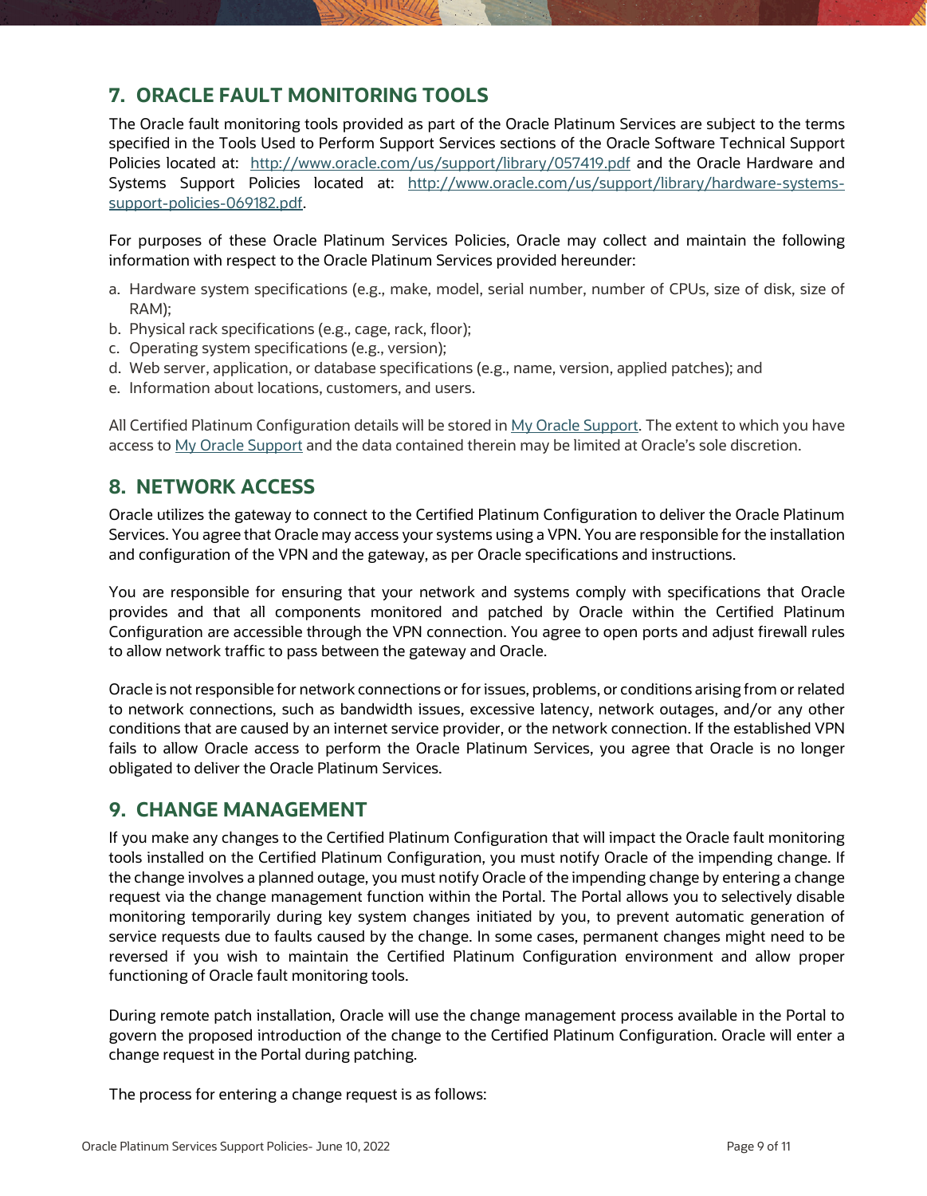## 7. ORACLE FAULT MONITORING TOOLS

The Oracle fault monitoring tools provided as part of the Oracle Platinum Services are subject to the terms specified in the Tools Used to Perform Support Services sections of the Oracle Software Technical Support Policies located at: [http://www.oracle.com/us/support/library/057419.pdf](http://www.oracle.com/us/support/library/057419.pdf) and the Oracle Hardware and Systems Support Policies located at: [http://www.oracle.com/us/support/library/hardware-systems-support-policies-069182.pdf](http://www.oracle.com/us/support/library/hardware-systems-support-policies-069182.pdf).

For purposes of these Oracle Platinum Services Policies, Oracle may collect and maintain the following information with respect to the Oracle Platinum Services provided hereunder:

a. Hardware system specifications (e.g., make, model, serial number, number of CPUs, size of disk, size of RAM);
b. Physical rack specifications (e.g., cage, rack, floor);
c. Operating system specifications (e.g., version);
d. Web server, application, or database specifications (e.g., name, version, applied patches); and
e. Information about locations, customers, and users.

All Certified Platinum Configuration details will be stored in My Oracle Support. The extent to which you have access to My Oracle Support and the data contained therein may be limited at Oracle's sole discretion.

## 8. NETWORK ACCESS

Oracle utilizes the gateway to connect to the Certified Platinum Configuration to deliver the Oracle Platinum Services. You agree that Oracle may access your systems using a VPN. You are responsible for the installation and configuration of the VPN and the gateway, as per Oracle specifications and instructions.

You are responsible for ensuring that your network and systems comply with specifications that Oracle provides and that all components monitored and patched by Oracle within the Certified Platinum Configuration are accessible through the VPN connection. You agree to open ports and adjust firewall rules to allow network traffic to pass between the gateway and Oracle.

Oracle is not responsible for network connections or for issues, problems, or conditions arising from or related to network connections, such as bandwidth issues, excessive latency, network outages, and/or any other conditions that are caused by an internet service provider, or the network connection. If the established VPN fails to allow Oracle access to perform the Oracle Platinum Services, you agree that Oracle is no longer obligated to deliver the Oracle Platinum Services.

## 9. CHANGE MANAGEMENT

If you make any changes to the Certified Platinum Configuration that will impact the Oracle fault monitoring tools installed on the Certified Platinum Configuration, you must notify Oracle of the impending change. If the change involves a planned outage, you must notify Oracle of the impending change by entering a change request via the change management function within the Portal. The Portal allows you to selectively disable monitoring temporarily during key system changes initiated by you, to prevent automatic generation of service requests due to faults caused by the change. In some cases, permanent changes might need to be reversed if you wish to maintain the Certified Platinum Configuration environment and allow proper functioning of Oracle fault monitoring tools.

During remote patch installation, Oracle will use the change management process available in the Portal to govern the proposed introduction of the change to the Certified Platinum Configuration. Oracle will enter a change request in the Portal during patching.

The process for entering a change request is as follows: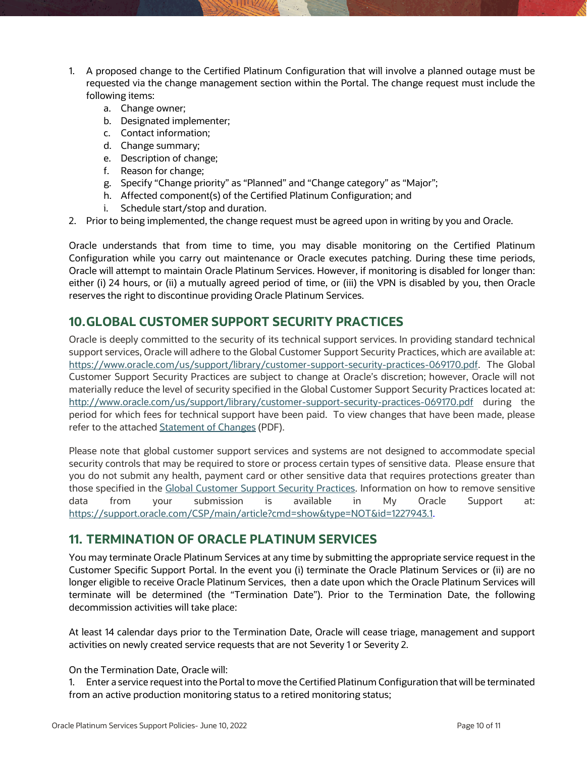1. A proposed change to the Certified Platinum Configuration that will involve a planned outage must be requested via the change management section within the Portal. The change request must include the following items:
   a. Change owner;
   b. Designated implementer;
   c. Contact information;
   d. Change summary;
   e. Description of change;
   f. Reason for change;
   g. Specify "Change priority" as "Planned" and "Change category" as "Major";
   h. Affected component(s) of the Certified Platinum Configuration; and
   i. Schedule start/stop and duration.
2. Prior to being implemented, the change request must be agreed upon in writing by you and Oracle.

Oracle understands that from time to time, you may disable monitoring on the Certified Platinum Configuration while you carry out maintenance or Oracle executes patching. During these time periods, Oracle will attempt to maintain Oracle Platinum Services. However, if monitoring is disabled for longer than: either (i) 24 hours, or (ii) a mutually agreed period of time, or (iii) the VPN is disabled by you, then Oracle reserves the right to discontinue providing Oracle Platinum Services.

## 10. GLOBAL CUSTOMER SUPPORT SECURITY PRACTICES

Oracle is deeply committed to the security of its technical support services. In providing standard technical support services, Oracle will adhere to the Global Customer Support Security Practices, which are available at: https://www.oracle.com/us/support/library/customer-support-security-practices-069170.pdf. The Global Customer Support Security Practices are subject to change at Oracle's discretion; however, Oracle will not materially reduce the level of security specified in the Global Customer Support Security Practices located at: http://www.oracle.com/us/support/library/customer-support-security-practices-069170.pdf during the period for which fees for technical support have been paid. To view changes that have been made, please refer to the attached Statement of Changes (PDF).

Please note that global customer support services and systems are not designed to accommodate special security controls that may be required to store or process certain types of sensitive data. Please ensure that you do not submit any health, payment card or other sensitive data that requires protections greater than those specified in the Global Customer Support Security Practices. Information on how to remove sensitive data from your submission is available in My Oracle Support at: https://support.oracle.com/CSP/main/article?cmd=show&type=NOT&id=1227943.1.

## 11. TERMINATION OF ORACLE PLATINUM SERVICES

You may terminate Oracle Platinum Services at any time by submitting the appropriate service request in the Customer Specific Support Portal. In the event you (i) terminate the Oracle Platinum Services or (ii) are no longer eligible to receive Oracle Platinum Services, then a date upon which the Oracle Platinum Services will terminate will be determined (the "Termination Date"). Prior to the Termination Date, the following decommission activities will take place:

At least 14 calendar days prior to the Termination Date, Oracle will cease triage, management and support activities on newly created service requests that are not Severity 1 or Severity 2.

On the Termination Date, Oracle will:

1. Enter a service request into the Portal to move the Certified Platinum Configuration that will be terminated from an active production monitoring status to a retired monitoring status;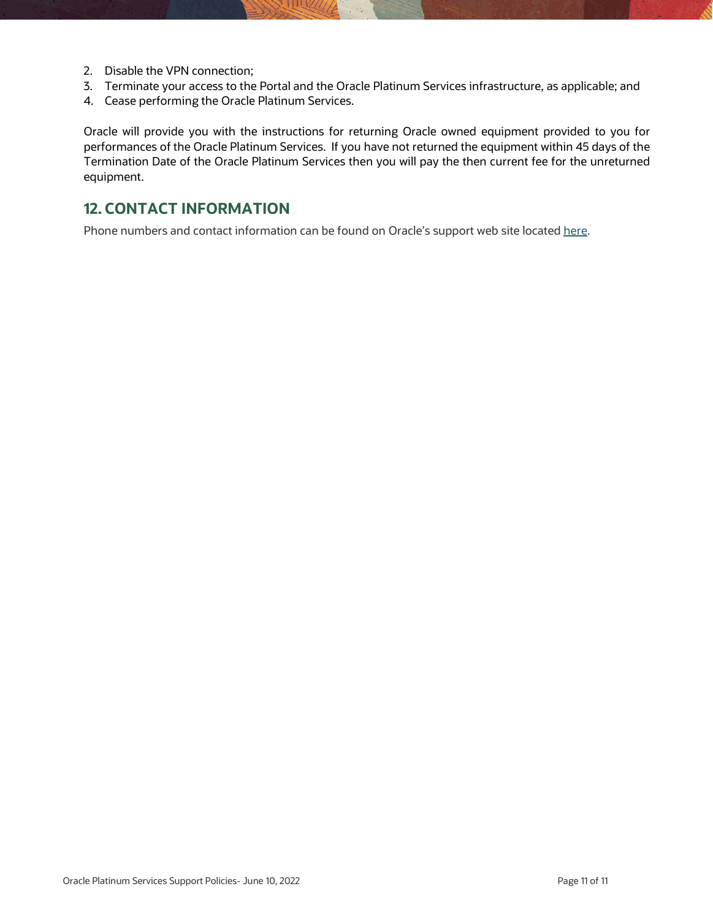2. Disable the VPN connection;
3. Terminate your access to the Portal and the Oracle Platinum Services infrastructure, as applicable; and
4. Cease performing the Oracle Platinum Services.

Oracle will provide you with the instructions for returning Oracle owned equipment provided to you for performances of the Oracle Platinum Services. If you have not returned the equipment within 45 days of the Termination Date of the Oracle Platinum Services then you will pay the then current fee for the unreturned equipment.

## 12. CONTACT INFORMATION

Phone numbers and contact information can be found on Oracle's support web site located here.